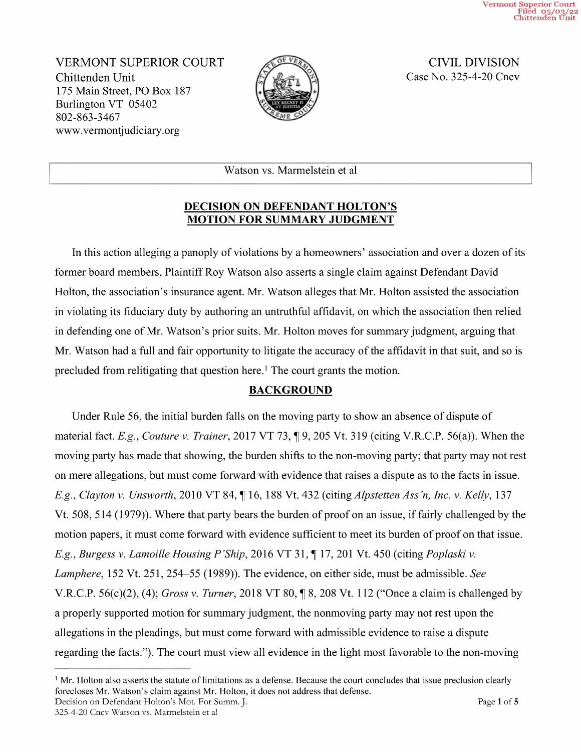Vermont Superior Court
Filed 05/03/22
Chittenden Unit

VERMONT SUPERIOR COURT
Chittenden Unit
175 Main Street, PO Box 187
Burlington VT 05402
802-863-3467
www.vermontjudiciary.org

CIVIL DIVISION
Case No. 325-4-20 Cncv

Watson vs. Marmelstein et al

## DECISION ON DEFENDANT HOLTON'S MOTION FOR SUMMARY JUDGMENT

In this action alleging a panoply of violations by a homeowners' association and over a dozen of its former board members, Plaintiff Roy Watson also asserts a single claim against Defendant David Holton, the association's insurance agent. Mr. Watson alleges that Mr. Holton assisted the association in violating its fiduciary duty by authoring an untruthful affidavit, on which the association then relied in defending one of Mr. Watson's prior suits. Mr. Holton moves for summary judgment, arguing that Mr. Watson had a full and fair opportunity to litigate the accuracy of the affidavit in that suit, and so is precluded from relitigating that question here.[1] The court grants the motion.

## BACKGROUND

Under Rule 56, the initial burden falls on the moving party to show an absence of dispute of material fact. *E.g.*, *Couture v. Trainer*, 2017 VT 73, ¶ 9, 205 Vt. 319 (citing V.R.C.P. 56(a)). When the moving party has made that showing, the burden shifts to the non-moving party; that party may not rest on mere allegations, but must come forward with evidence that raises a dispute as to the facts in issue. *E.g.*, *Clayton v. Unsworth*, 2010 VT 84, ¶ 16, 188 Vt. 432 (citing *Alpstetten Ass'n, Inc. v. Kelly*, 137 Vt. 508, 514 (1979)). Where that party bears the burden of proof on an issue, if fairly challenged by the motion papers, it must come forward with evidence sufficient to meet its burden of proof on that issue. *E.g.*, *Burgess v. Lamoille Housing P'Ship*, 2016 VT 31, ¶ 17, 201 Vt. 450 (citing *Poplaski v. Lamphere*, 152 Vt. 251, 254–55 (1989)). The evidence, on either side, must be admissible. *See* V.R.C.P. 56(c)(2), (4); *Gross v. Turner*, 2018 VT 80, ¶ 8, 208 Vt. 112 ("Once a claim is challenged by a properly supported motion for summary judgment, the nonmoving party may not rest upon the allegations in the pleadings, but must come forward with admissible evidence to raise a dispute regarding the facts."). The court must view all evidence in the light most favorable to the non-moving

[1] Mr. Holton also asserts the statute of limitations as a defense. Because the court concludes that issue preclusion clearly forecloses Mr. Watson's claim against Mr. Holton, it does not address that defense.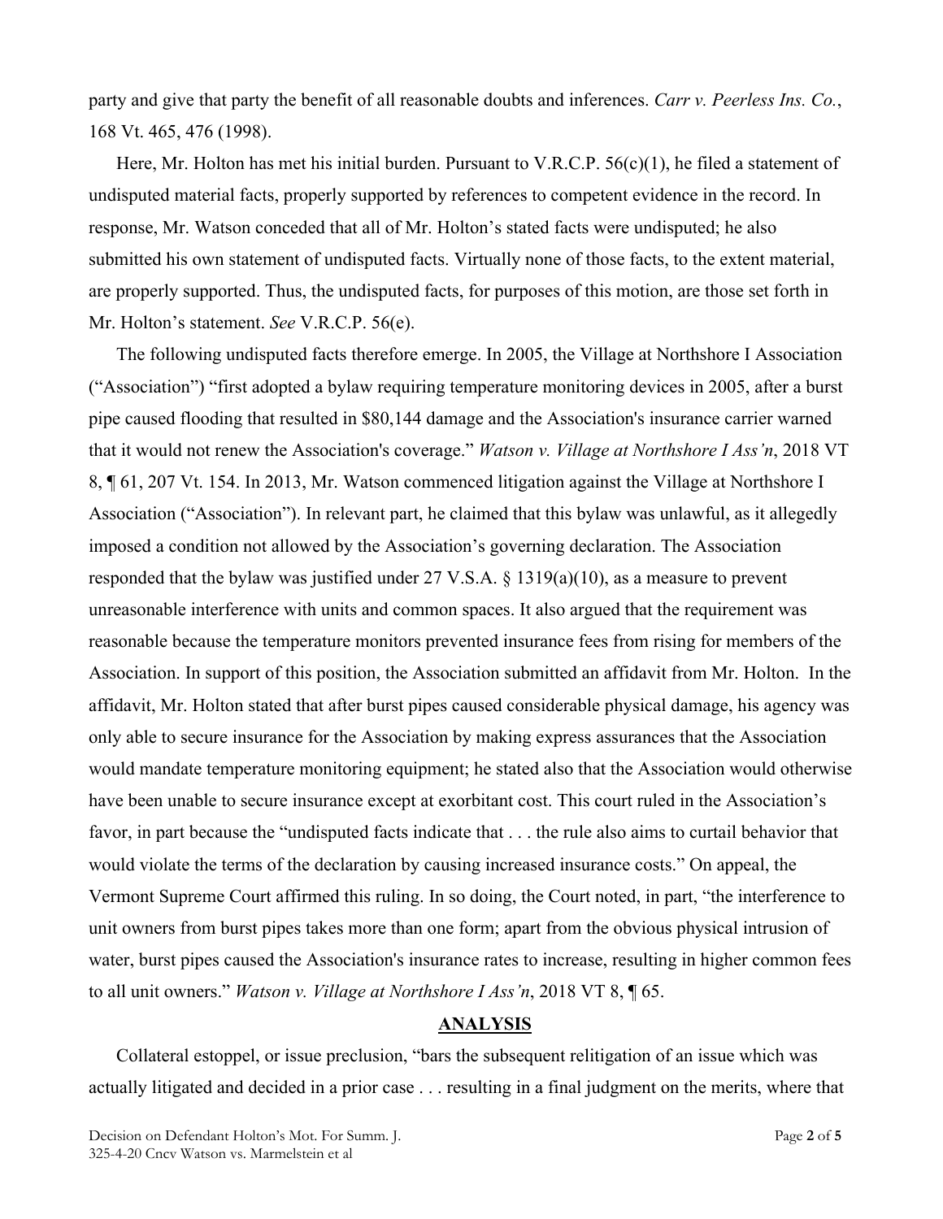party and give that party the benefit of all reasonable doubts and inferences. *Carr v. Peerless Ins. Co.*, 168 Vt. 465, 476 (1998).

Here, Mr. Holton has met his initial burden. Pursuant to V.R.C.P. 56(c)(1), he filed a statement of undisputed material facts, properly supported by references to competent evidence in the record. In response, Mr. Watson conceded that all of Mr. Holton's stated facts were undisputed; he also submitted his own statement of undisputed facts. Virtually none of those facts, to the extent material, are properly supported. Thus, the undisputed facts, for purposes of this motion, are those set forth in Mr. Holton's statement. *See* V.R.C.P. 56(e).

The following undisputed facts therefore emerge. In 2005, the Village at Northshore I Association ("Association") "first adopted a bylaw requiring temperature monitoring devices in 2005, after a burst pipe caused flooding that resulted in $80,144 damage and the Association's insurance carrier warned that it would not renew the Association's coverage." *Watson v. Village at Northshore I Ass'n*, 2018 VT 8, ¶ 61, 207 Vt. 154. In 2013, Mr. Watson commenced litigation against the Village at Northshore I Association ("Association"). In relevant part, he claimed that this bylaw was unlawful, as it allegedly imposed a condition not allowed by the Association's governing declaration. The Association responded that the bylaw was justified under 27 V.S.A. § 1319(a)(10), as a measure to prevent unreasonable interference with units and common spaces. It also argued that the requirement was reasonable because the temperature monitors prevented insurance fees from rising for members of the Association. In support of this position, the Association submitted an affidavit from Mr. Holton. In the affidavit, Mr. Holton stated that after burst pipes caused considerable physical damage, his agency was only able to secure insurance for the Association by making express assurances that the Association would mandate temperature monitoring equipment; he stated also that the Association would otherwise have been unable to secure insurance except at exorbitant cost. This court ruled in the Association's favor, in part because the "undisputed facts indicate that . . . the rule also aims to curtail behavior that would violate the terms of the declaration by causing increased insurance costs." On appeal, the Vermont Supreme Court affirmed this ruling. In so doing, the Court noted, in part, "the interference to unit owners from burst pipes takes more than one form; apart from the obvious physical intrusion of water, burst pipes caused the Association's insurance rates to increase, resulting in higher common fees to all unit owners." *Watson v. Village at Northshore I Ass'n*, 2018 VT 8, ¶ 65.

## ANALYSIS

Collateral estoppel, or issue preclusion, "bars the subsequent relitigation of an issue which was actually litigated and decided in a prior case . . . resulting in a final judgment on the merits, where that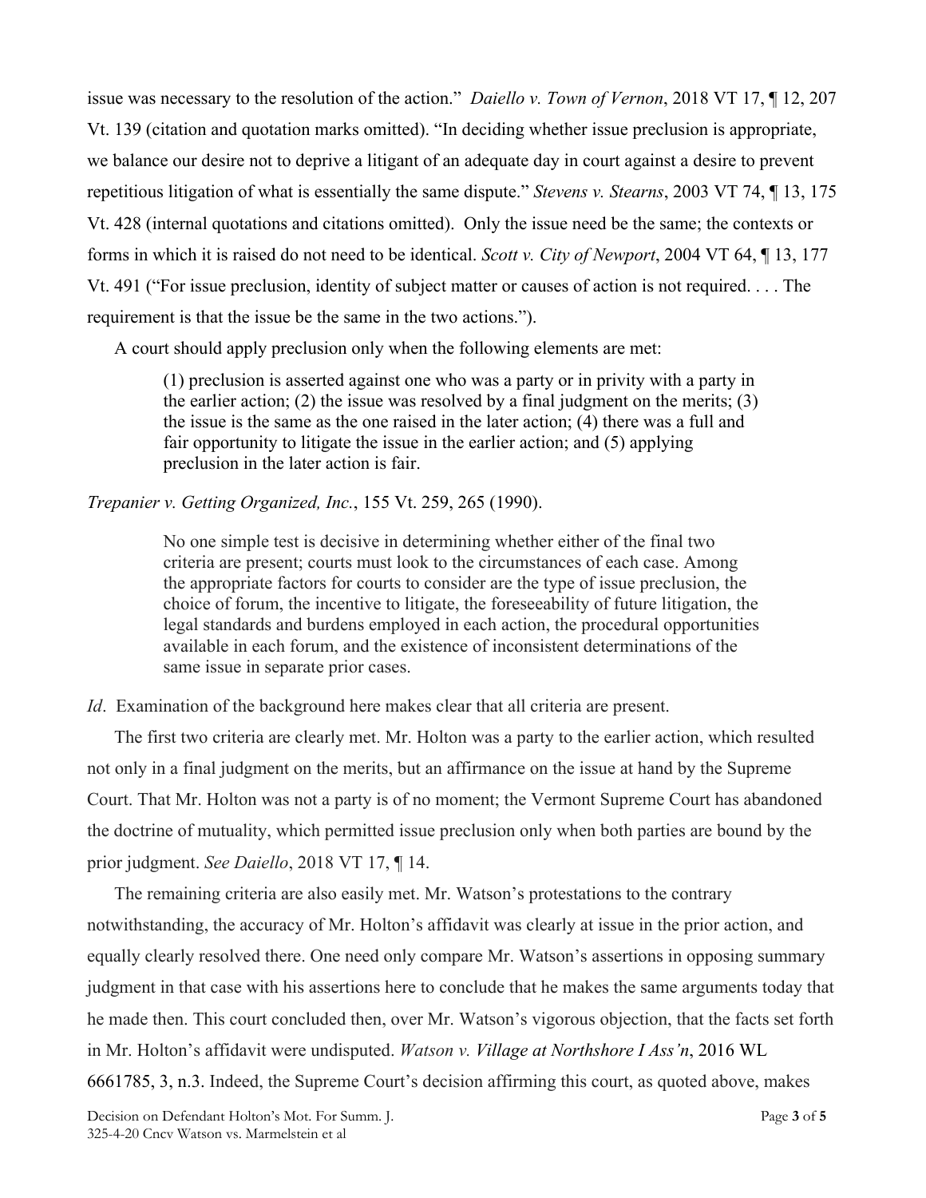issue was necessary to the resolution of the action." *Daiello v. Town of Vernon*, 2018 VT 17, ¶ 12, 207 Vt. 139 (citation and quotation marks omitted). "In deciding whether issue preclusion is appropriate, we balance our desire not to deprive a litigant of an adequate day in court against a desire to prevent repetitious litigation of what is essentially the same dispute." *Stevens v. Stearns*, 2003 VT 74, ¶ 13, 175 Vt. 428 (internal quotations and citations omitted). Only the issue need be the same; the contexts or forms in which it is raised do not need to be identical. *Scott v. City of Newport*, 2004 VT 64, ¶ 13, 177 Vt. 491 ("For issue preclusion, identity of subject matter or causes of action is not required. . . . The requirement is that the issue be the same in the two actions.").

A court should apply preclusion only when the following elements are met:

> (1) preclusion is asserted against one who was a party or in privity with a party in the earlier action; (2) the issue was resolved by a final judgment on the merits; (3) the issue is the same as the one raised in the later action; (4) there was a full and fair opportunity to litigate the issue in the earlier action; and (5) applying preclusion in the later action is fair.

*Trepanier v. Getting Organized, Inc.*, 155 Vt. 259, 265 (1990).

> No one simple test is decisive in determining whether either of the final two criteria are present; courts must look to the circumstances of each case. Among the appropriate factors for courts to consider are the type of issue preclusion, the choice of forum, the incentive to litigate, the foreseeability of future litigation, the legal standards and burdens employed in each action, the procedural opportunities available in each forum, and the existence of inconsistent determinations of the same issue in separate prior cases.

*Id*. Examination of the background here makes clear that all criteria are present.

The first two criteria are clearly met. Mr. Holton was a party to the earlier action, which resulted not only in a final judgment on the merits, but an affirmance on the issue at hand by the Supreme Court. That Mr. Holton was not a party is of no moment; the Vermont Supreme Court has abandoned the doctrine of mutuality, which permitted issue preclusion only when both parties are bound by the prior judgment. *See Daiello*, 2018 VT 17, ¶ 14.

The remaining criteria are also easily met. Mr. Watson's protestations to the contrary notwithstanding, the accuracy of Mr. Holton's affidavit was clearly at issue in the prior action, and equally clearly resolved there. One need only compare Mr. Watson's assertions in opposing summary judgment in that case with his assertions here to conclude that he makes the same arguments today that he made then. This court concluded then, over Mr. Watson's vigorous objection, that the facts set forth in Mr. Holton's affidavit were undisputed. *Watson v. Village at Northshore I Ass'n*, 2016 WL 6661785, 3, n.3. Indeed, the Supreme Court's decision affirming this court, as quoted above, makes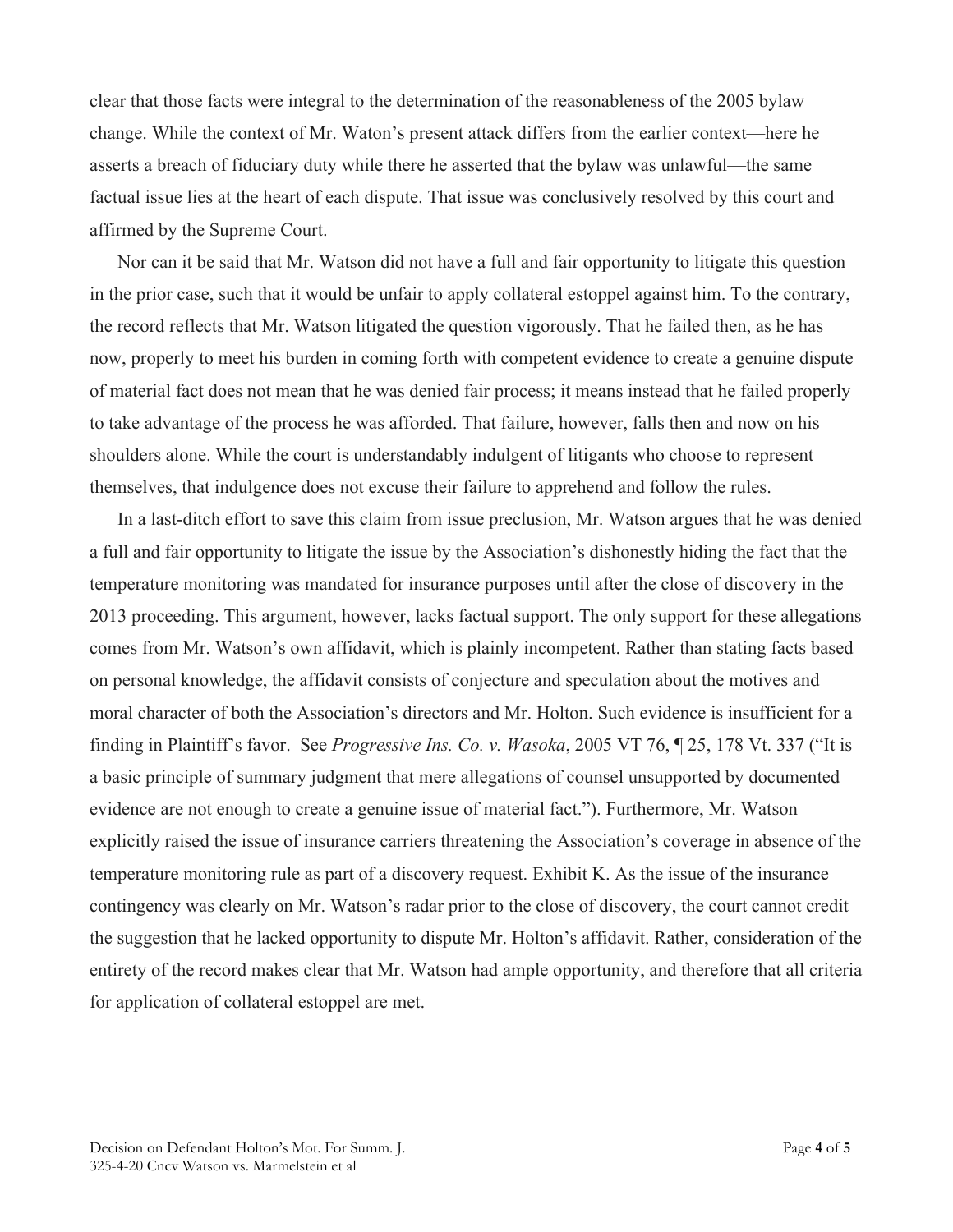clear that those facts were integral to the determination of the reasonableness of the 2005 bylaw change. While the context of Mr. Waton's present attack differs from the earlier context—here he asserts a breach of fiduciary duty while there he asserted that the bylaw was unlawful—the same factual issue lies at the heart of each dispute. That issue was conclusively resolved by this court and affirmed by the Supreme Court.

Nor can it be said that Mr. Watson did not have a full and fair opportunity to litigate this question in the prior case, such that it would be unfair to apply collateral estoppel against him. To the contrary, the record reflects that Mr. Watson litigated the question vigorously. That he failed then, as he has now, properly to meet his burden in coming forth with competent evidence to create a genuine dispute of material fact does not mean that he was denied fair process; it means instead that he failed properly to take advantage of the process he was afforded. That failure, however, falls then and now on his shoulders alone. While the court is understandably indulgent of litigants who choose to represent themselves, that indulgence does not excuse their failure to apprehend and follow the rules.

In a last-ditch effort to save this claim from issue preclusion, Mr. Watson argues that he was denied a full and fair opportunity to litigate the issue by the Association's dishonestly hiding the fact that the temperature monitoring was mandated for insurance purposes until after the close of discovery in the 2013 proceeding. This argument, however, lacks factual support. The only support for these allegations comes from Mr. Watson's own affidavit, which is plainly incompetent. Rather than stating facts based on personal knowledge, the affidavit consists of conjecture and speculation about the motives and moral character of both the Association's directors and Mr. Holton. Such evidence is insufficient for a finding in Plaintiff's favor. See *Progressive Ins. Co. v. Wasoka*, 2005 VT 76, ¶ 25, 178 Vt. 337 ("It is a basic principle of summary judgment that mere allegations of counsel unsupported by documented evidence are not enough to create a genuine issue of material fact."). Furthermore, Mr. Watson explicitly raised the issue of insurance carriers threatening the Association's coverage in absence of the temperature monitoring rule as part of a discovery request. Exhibit K. As the issue of the insurance contingency was clearly on Mr. Watson's radar prior to the close of discovery, the court cannot credit the suggestion that he lacked opportunity to dispute Mr. Holton's affidavit. Rather, consideration of the entirety of the record makes clear that Mr. Watson had ample opportunity, and therefore that all criteria for application of collateral estoppel are met.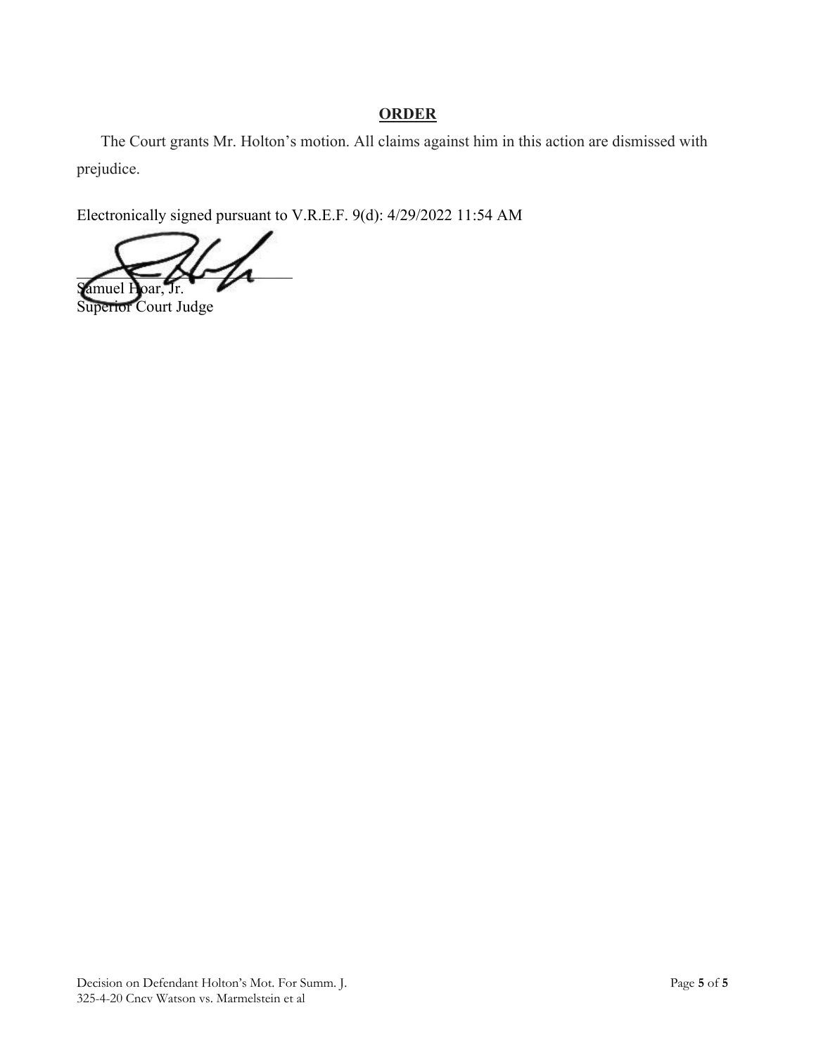## ORDER

The Court grants Mr. Holton's motion. All claims against him in this action are dismissed with prejudice.

Electronically signed pursuant to V.R.E.F. 9(d): 4/29/2022 11:54 AM

Samuel Hoar, Jr.
Superior Court Judge